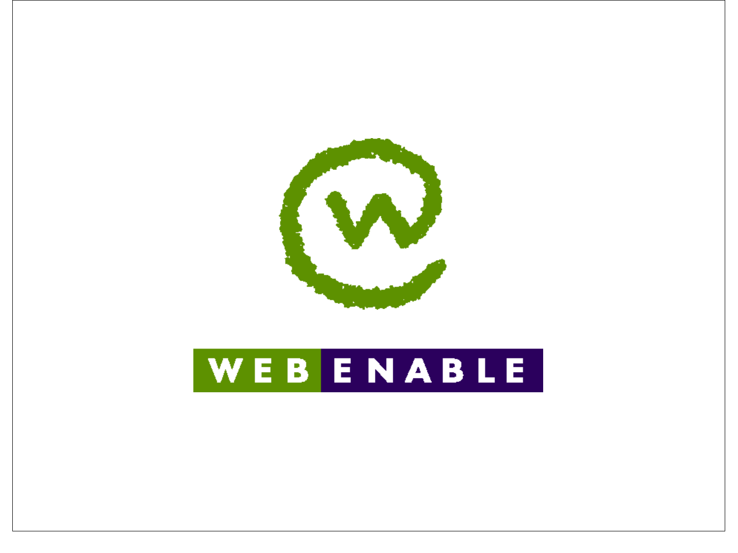WEB ENABLE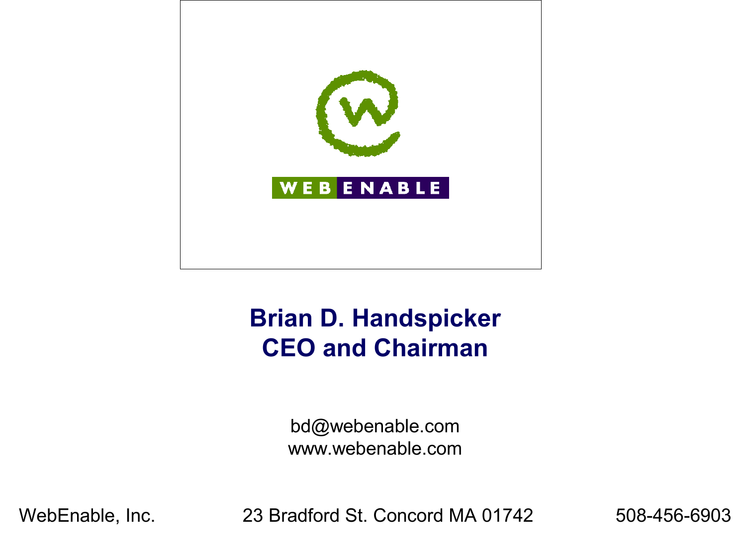WEB ENABLE

**Brian D. Handspicker**
**CEO and Chairman**

bd@webenable.com
www.webenable.com

WebEnable, Inc. 23 Bradford St. Concord MA 01742 508-456-6903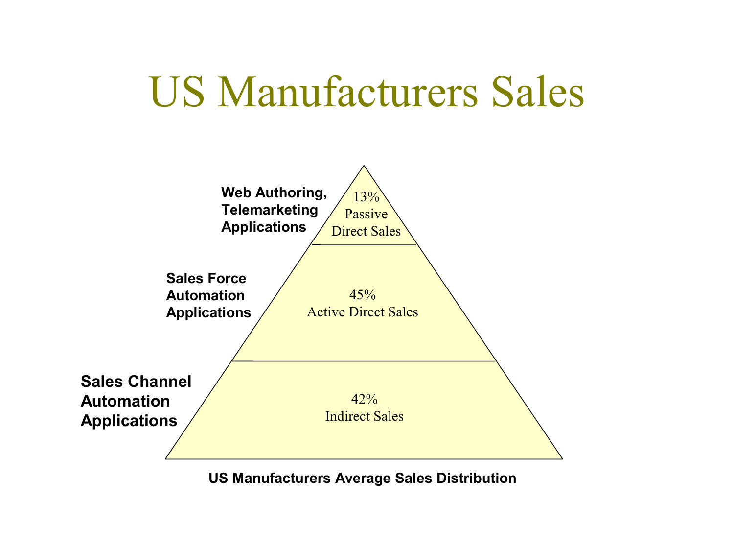# US Manufacturers Sales

Web Authoring, Telemarketing Applications

13% Passive Direct Sales

Sales Force Automation Applications

45% Active Direct Sales

Sales Channel Automation Applications

42% Indirect Sales

**US Manufacturers Average Sales Distribution**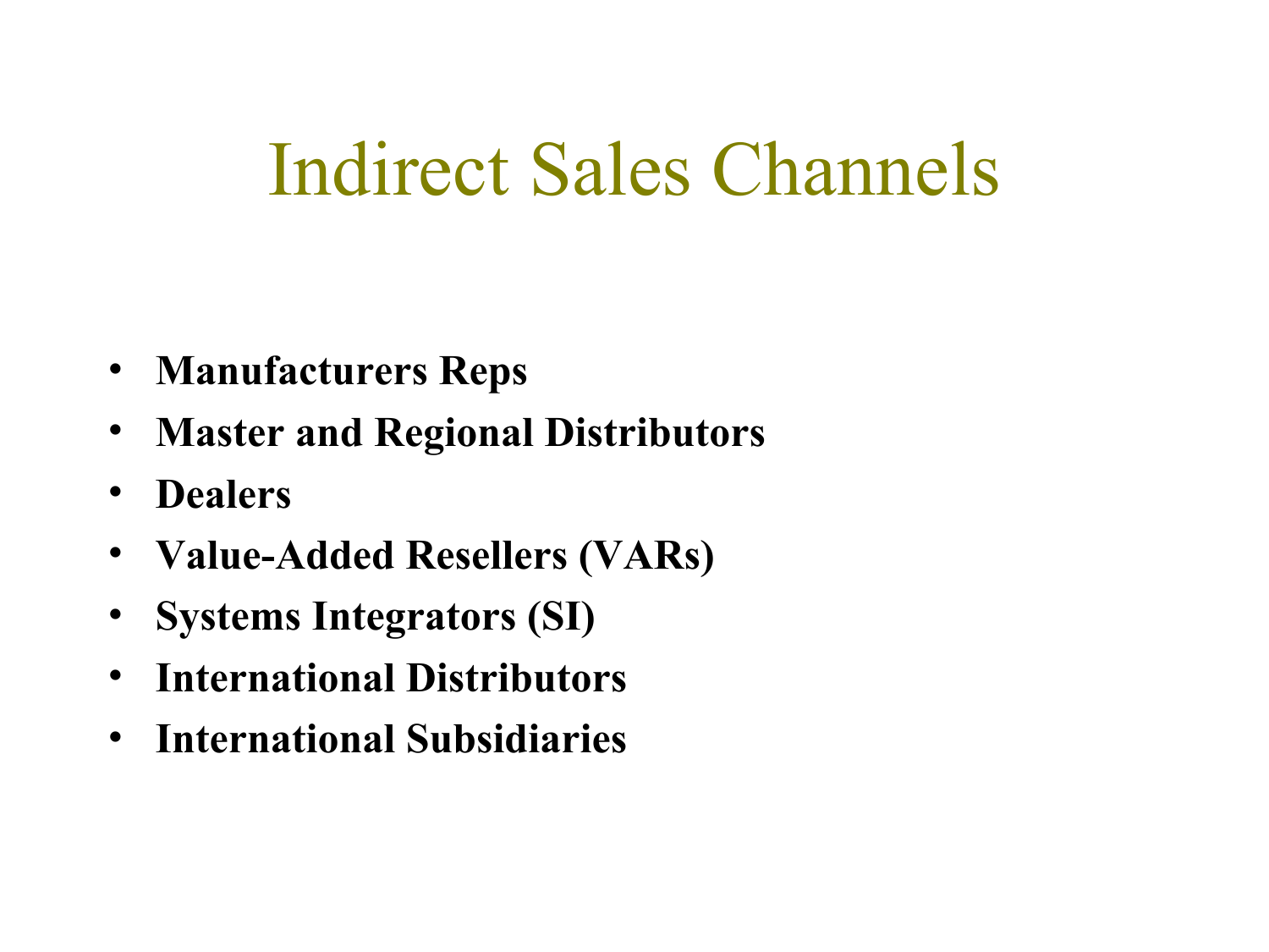# Indirect Sales Channels

- **Manufacturers Reps**
- **Master and Regional Distributors**
- **Dealers**
- **Value-Added Resellers (VARs)**
- **Systems Integrators (SI)**
- **International Distributors**
- **International Subsidiaries**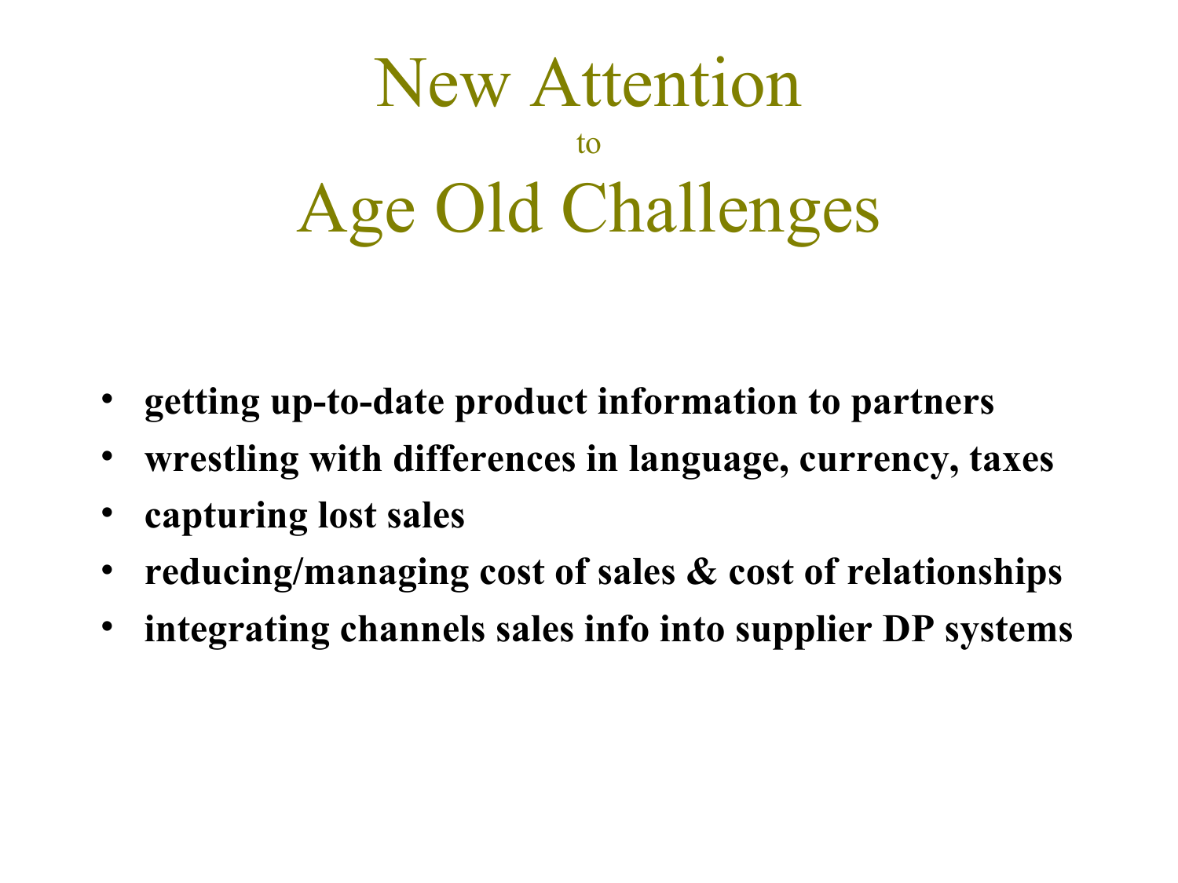# New Attention
to
# Age Old Challenges

- **getting up-to-date product information to partners**
- **wrestling with differences in language, currency, taxes**
- **capturing lost sales**
- **reducing/managing cost of sales & cost of relationships**
- **integrating channels sales info into supplier DP systems**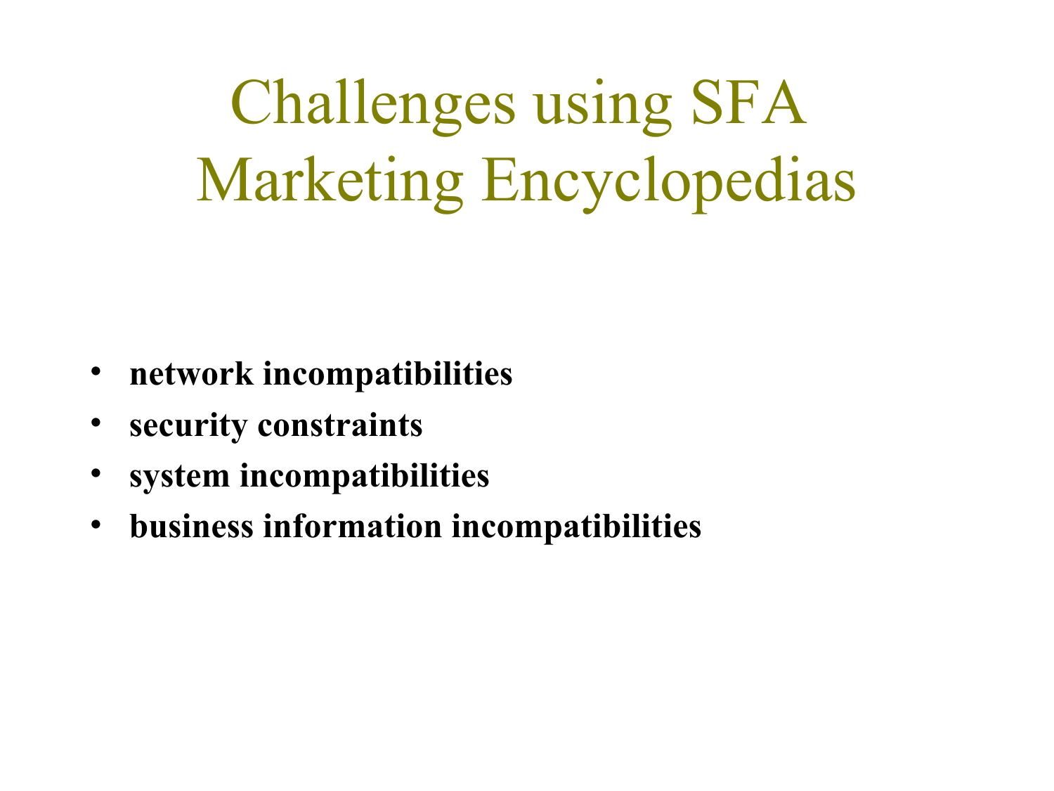# Challenges using SFA Marketing Encyclopedias

- **network incompatibilities**
- **security constraints**
- **system incompatibilities**
- **business information incompatibilities**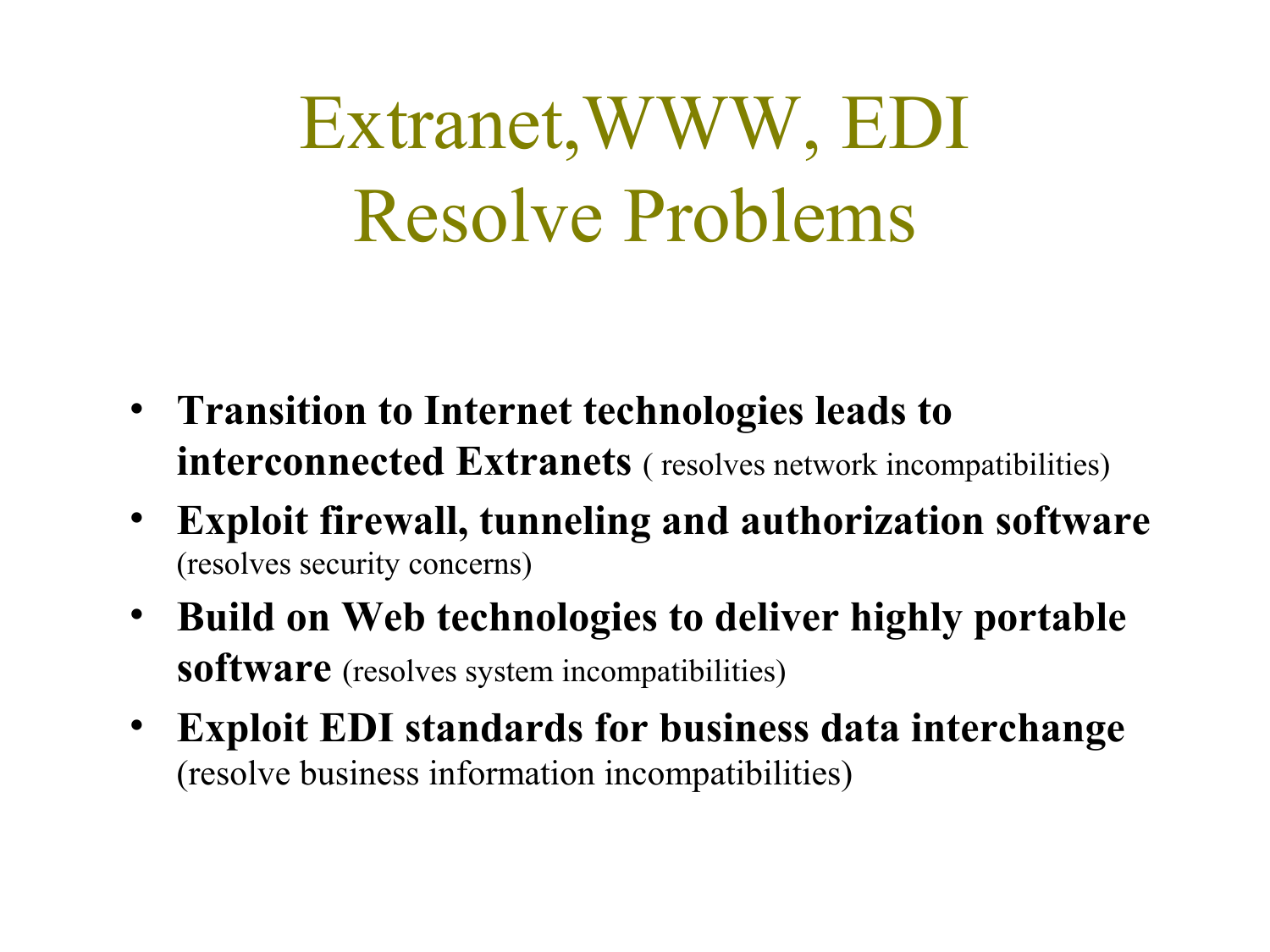# Extranet,WWW, EDI Resolve Problems

- **Transition to Internet technologies leads to interconnected Extranets** ( resolves network incompatibilities)
- **Exploit firewall, tunneling and authorization software** (resolves security concerns)
- **Build on Web technologies to deliver highly portable software** (resolves system incompatibilities)
- **Exploit EDI standards for business data interchange** (resolve business information incompatibilities)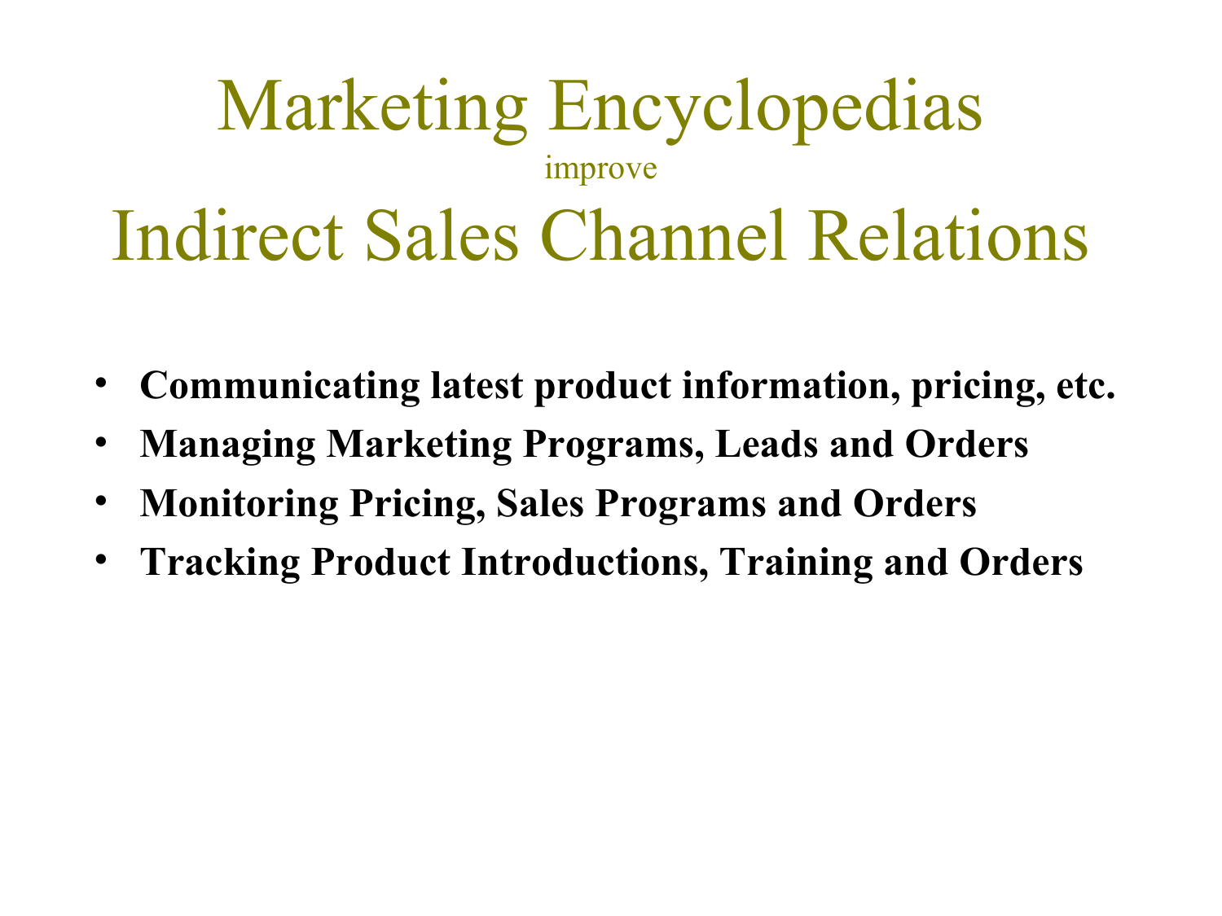# Marketing Encyclopedias

improve

# Indirect Sales Channel Relations

- **Communicating latest product information, pricing, etc.**
- **Managing Marketing Programs, Leads and Orders**
- **Monitoring Pricing, Sales Programs and Orders**
- **Tracking Product Introductions, Training and Orders**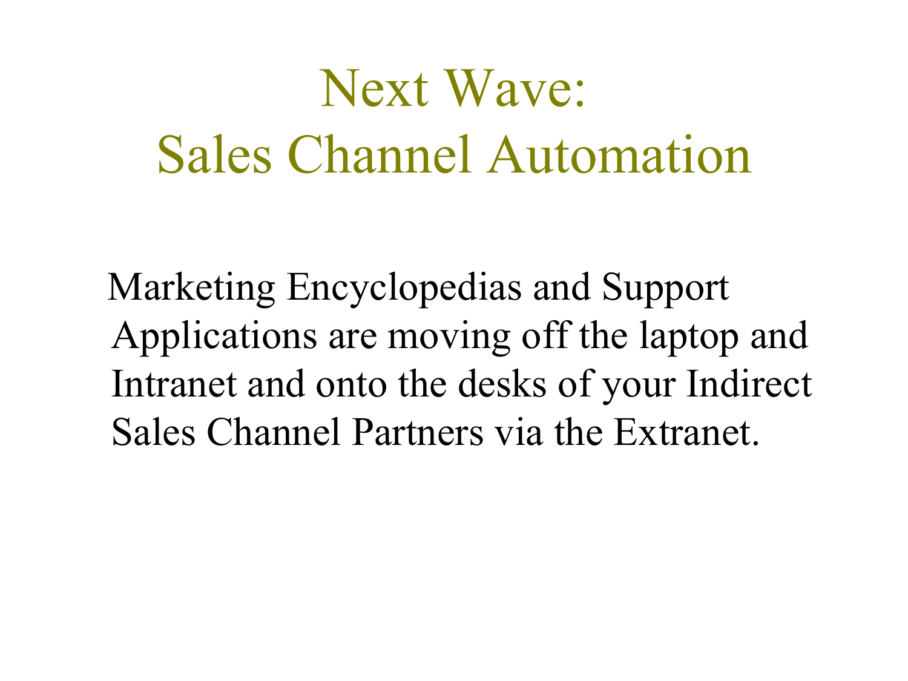# Next Wave:
# Sales Channel Automation

Marketing Encyclopedias and Support Applications are moving off the laptop and Intranet and onto the desks of your Indirect Sales Channel Partners via the Extranet.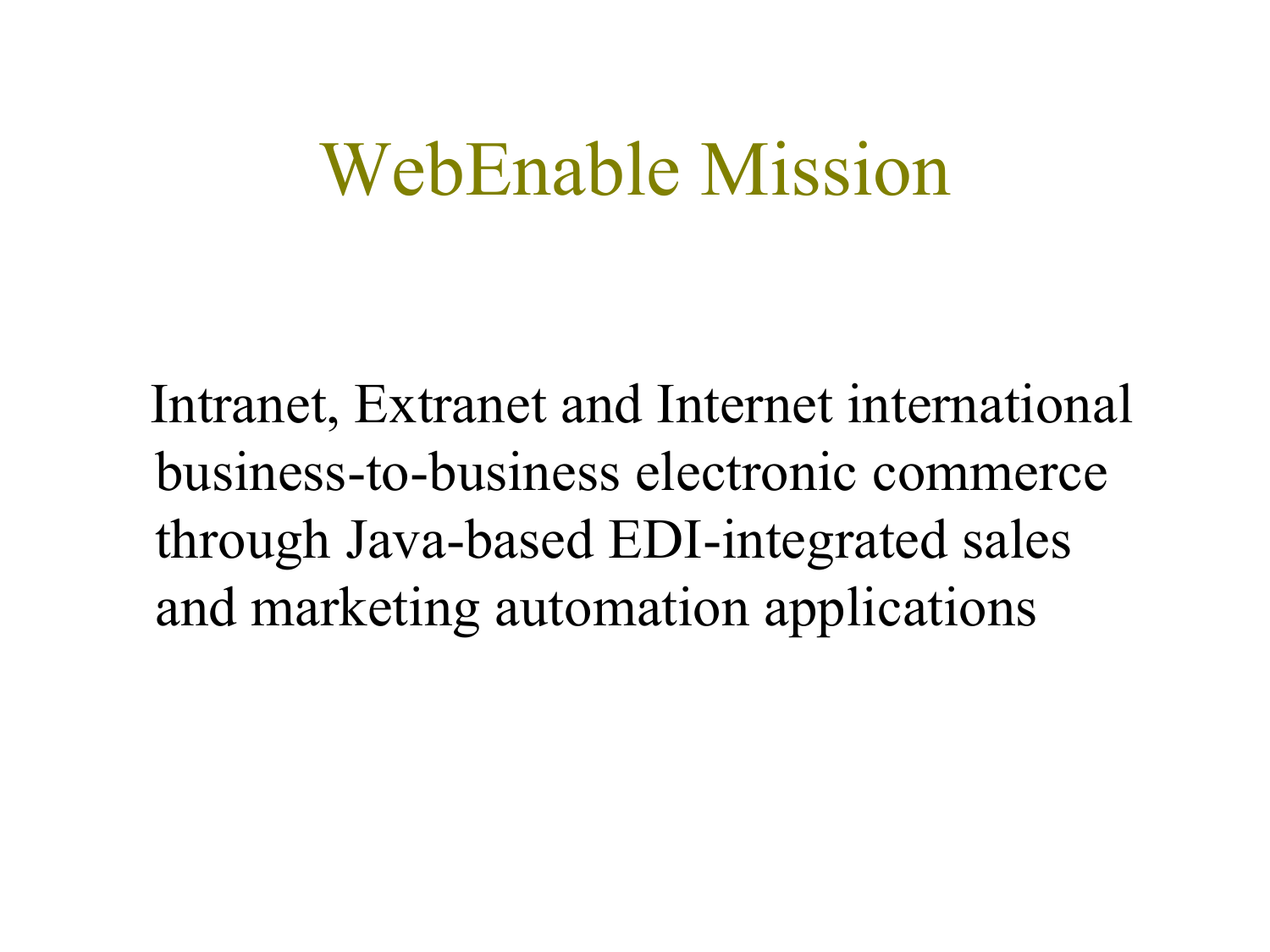# WebEnable Mission

Intranet, Extranet and Internet international business-to-business electronic commerce through Java-based EDI-integrated sales and marketing automation applications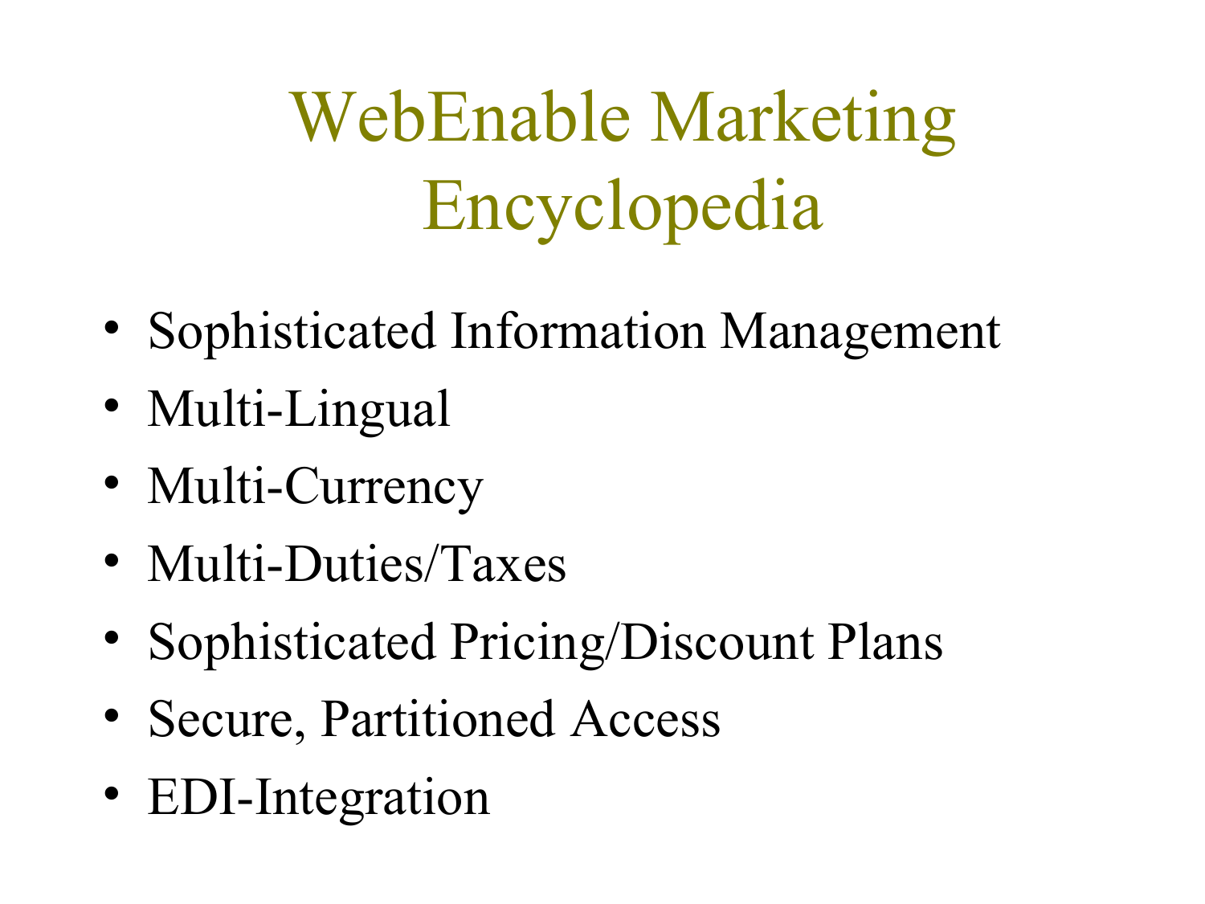# WebEnable Marketing Encyclopedia

- Sophisticated Information Management
- Multi-Lingual
- Multi-Currency
- Multi-Duties/Taxes
- Sophisticated Pricing/Discount Plans
- Secure, Partitioned Access
- EDI-Integration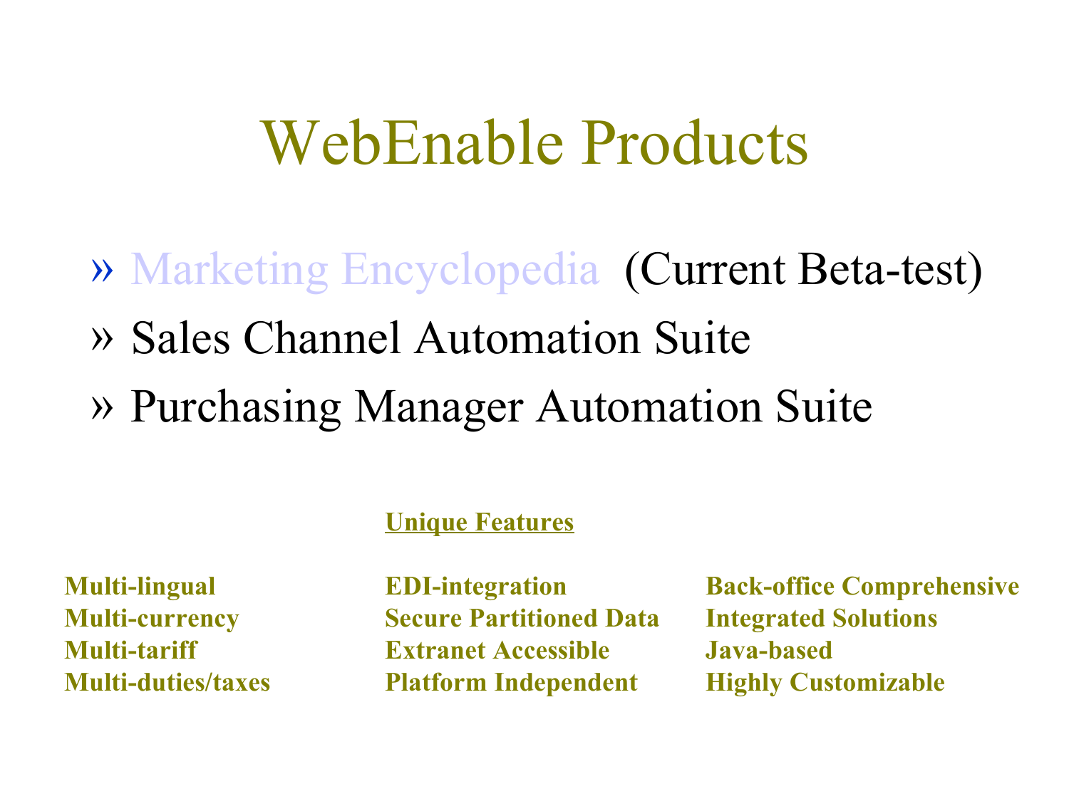# WebEnable Products

- Marketing Encyclopedia (Current Beta-test)
- Sales Channel Automation Suite
- Purchasing Manager Automation Suite

**Unique Features**

| | | |
|---|---|---|
| **Multi-lingual** | **EDI-integration** | **Back-office Comprehensive** |
| **Multi-currency** | **Secure Partitioned Data** | **Integrated Solutions** |
| **Multi-tariff** | **Extranet Accessible** | **Java-based** |
| **Multi-duties/taxes** | **Platform Independent** | **Highly Customizable** |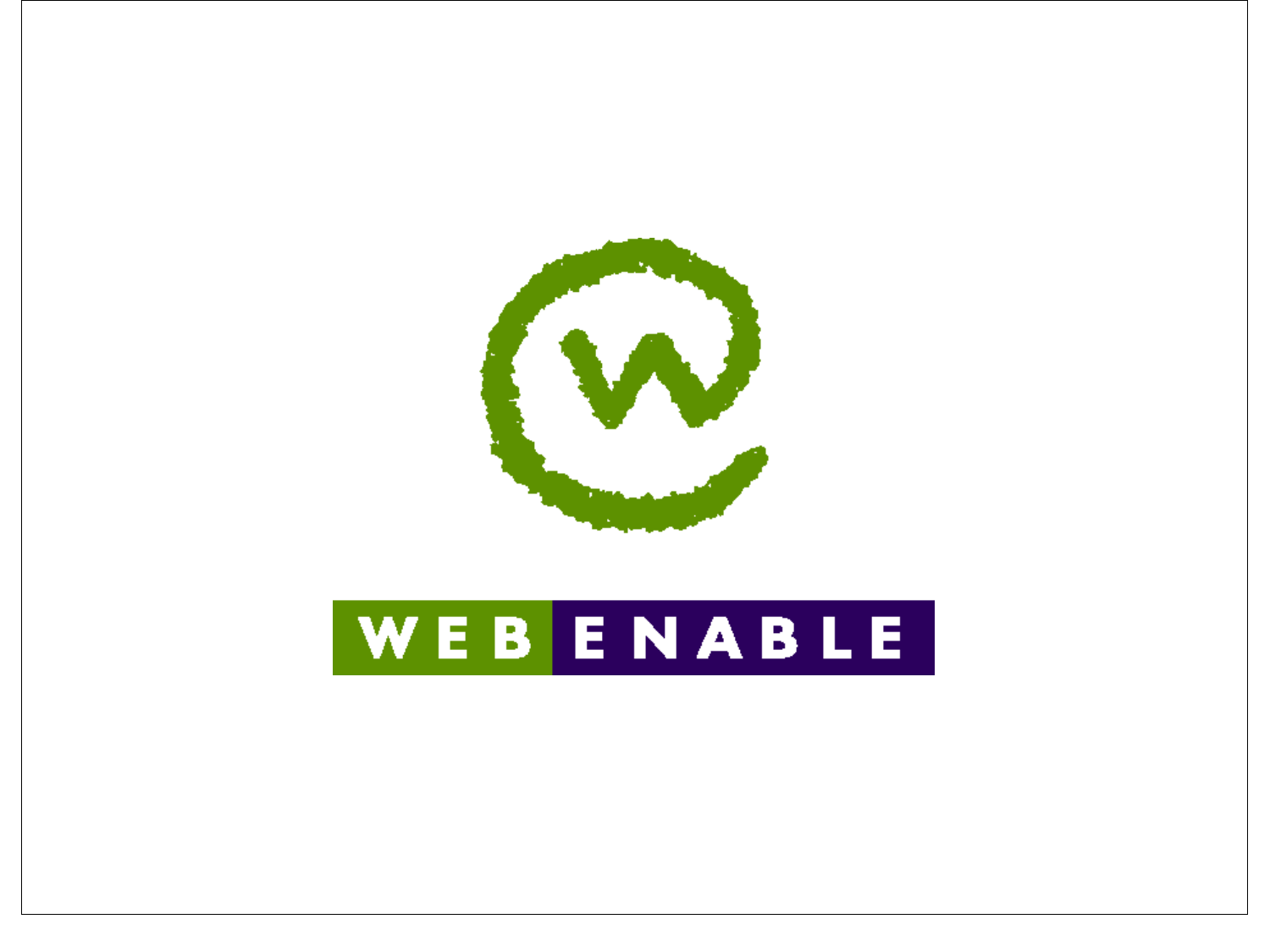WEB ENABLE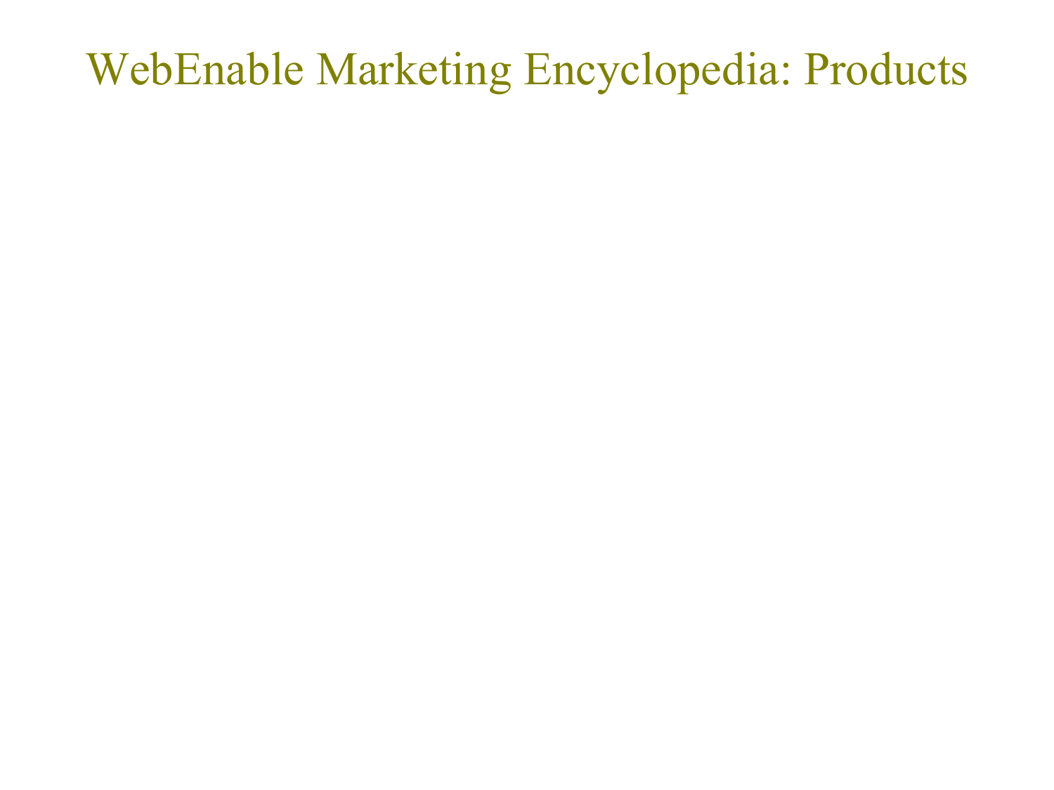# WebEnable Marketing Encyclopedia: Products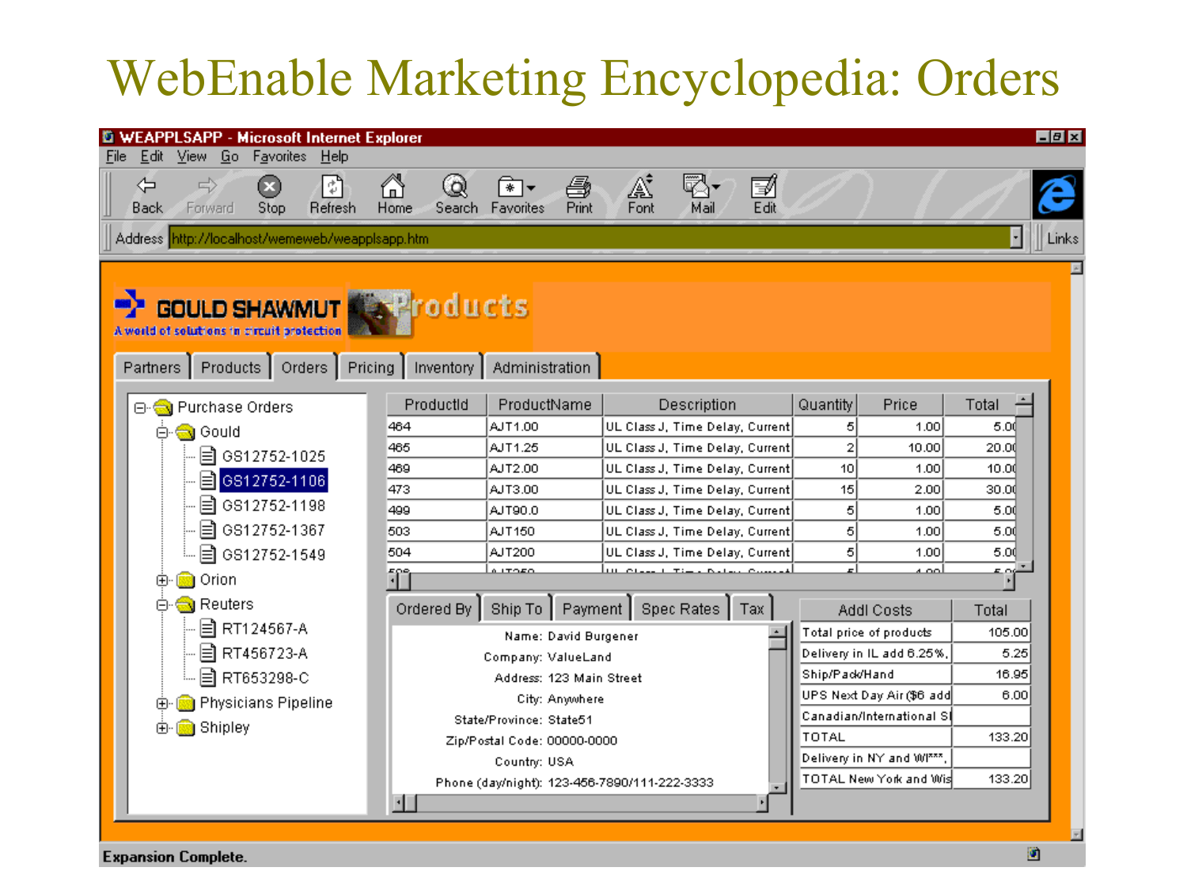# WebEnable Marketing Encyclopedia: Orders

WEAPPLSAPP - Microsoft Internet Explorer

File Edit View Go Favorites Help

Back Forward Stop Refresh Home Search Favorites Print Font Mail Edit

Address http://localhost/wemeweb/weapplsapp.htm

Links

GOULD SHAWMUT
A world of solutions in circuit protection

Products

Partners | Products | Orders | Pricing | Inventory | Administration

- Purchase Orders
  - Gould
    - GS12752-1025
    - GS12752-1106
    - GS12752-1198
    - GS12752-1367
    - GS12752-1549
  - Orion
  - Reuters
    - RT124567-A
    - RT456723-A
    - RT653298-C
  - Physicians Pipeline
  - Shipley

| ProductId | ProductName | Description | Quantity | Price | Total |
|---|---|---|---|---|---|
| 464 | AJT1.00 | UL Class J, Time Delay, Current | 5 | 1.00 | 5.00 |
| 465 | AJT1.25 | UL Class J, Time Delay, Current | 2 | 10.00 | 20.00 |
| 469 | AJT2.00 | UL Class J, Time Delay, Current | 10 | 1.00 | 10.00 |
| 473 | AJT3.00 | UL Class J, Time Delay, Current | 15 | 2.00 | 30.00 |
| 499 | AJT90.0 | UL Class J, Time Delay, Current | 5 | 1.00 | 5.00 |
| 503 | AJT150 | UL Class J, Time Delay, Current | 5 | 1.00 | 5.00 |
| 504 | AJT200 | UL Class J, Time Delay, Current | 5 | 1.00 | 5.00 |

Ordered By | Ship To | Payment | Spec Rates | Tax

Name: David Burgener
Company: ValueLand
Address: 123 Main Street
City: Anywhere
State/Province: State51
Zip/Postal Code: 00000-0000
Country: USA
Phone (day/night): 123-456-7890/111-222-3333

| Addl Costs | Total |
|---|---|
| Total price of products | 105.00 |
| Delivery in IL add 6.25%, | 5.25 |
| Ship/Pack/Hand | 16.95 |
| UPS Next Day Air ($6 add | 6.00 |
| Canadian/International S |  |
| TOTAL | 133.20 |
| Delivery in NY and WI***, |  |
| TOTAL New York and Wis | 133.20 |

Expansion Complete.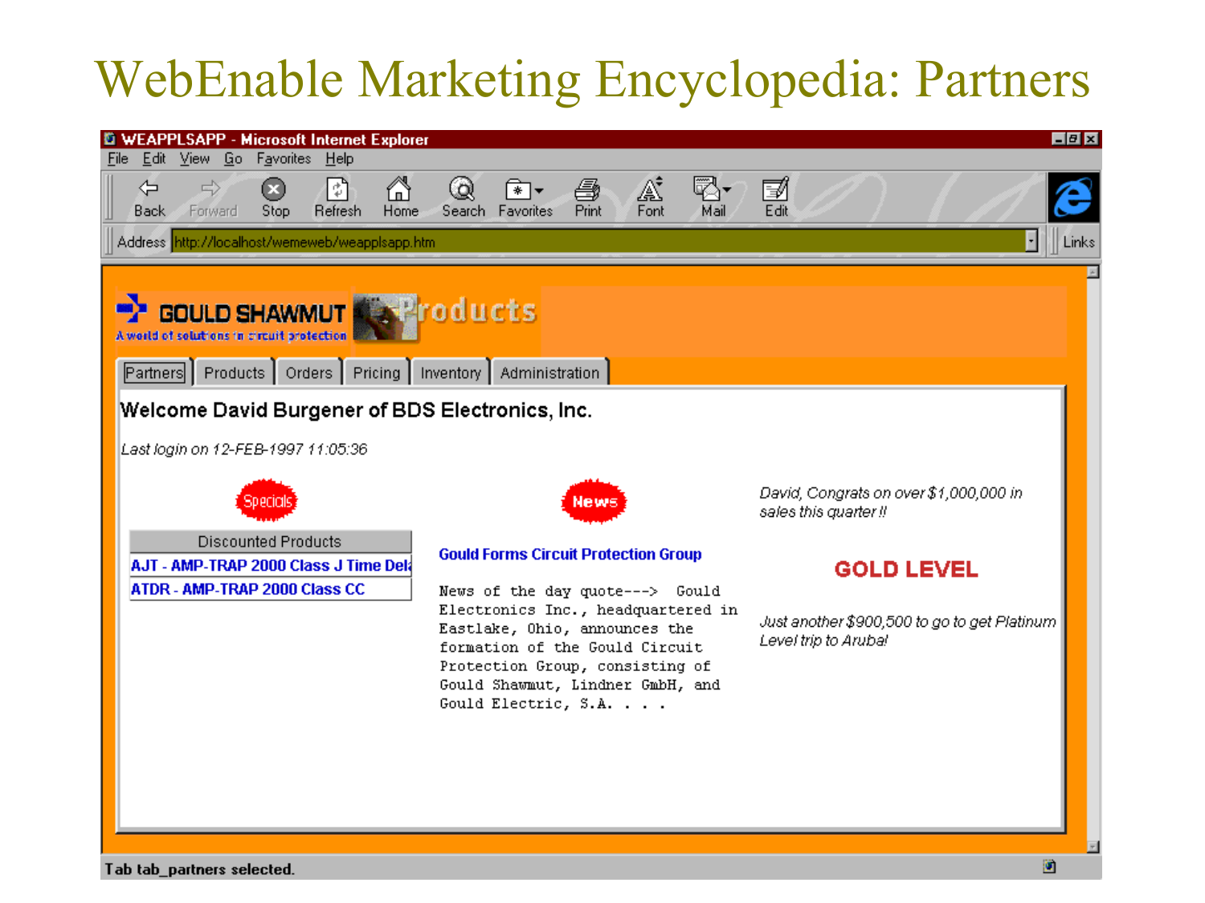# WebEnable Marketing Encyclopedia: Partners

WEAPPLSAPP - Microsoft Internet Explorer

File Edit View Go Favorites Help

Back Forward Stop Refresh Home Search Favorites Print Font Mail Edit

Address http://localhost/wemeweb/weapplsapp.htm

Links

GOULD SHAWMUT

A world of solutions in circuit protection

Products

Partners | Products | Orders | Pricing | Inventory | Administration

**Welcome David Burgener of BDS Electronics, Inc.**

*Last login on 12-FEB-1997 11:05:36*

Specials

| Discounted Products |
|---|
| AJT - AMP-TRAP 2000 Class J Time Dela |
| ATDR - AMP-TRAP 2000 Class CC |

News

**Gould Forms Circuit Protection Group**

News of the day quote---> Gould Electronics Inc., headquartered in Eastlake, Ohio, announces the formation of the Gould Circuit Protection Group, consisting of Gould Shawmut, Lindner GmbH, and Gould Electric, S.A. . . .

*David, Congrats on over $1,000,000 in sales this quarter !!*

**GOLD LEVEL**

*Just another $900,500 to go to get Platinum Level trip to Aruba!*

Tab tab_partners selected.